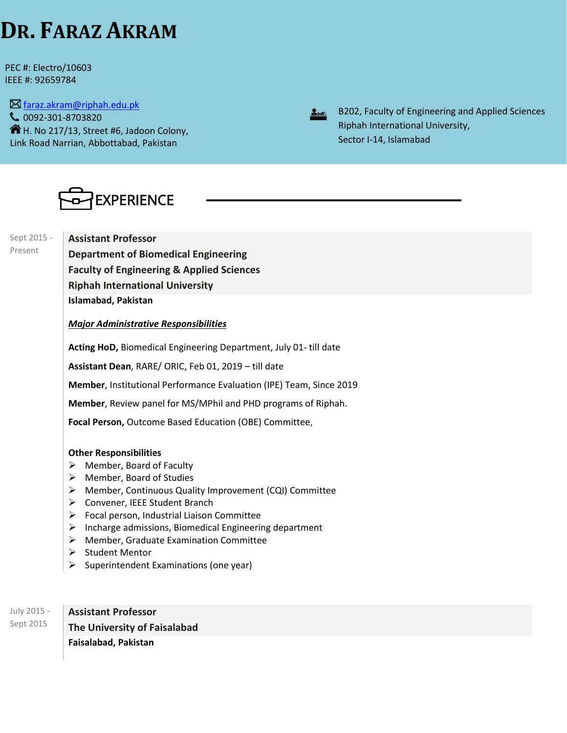# DR. FARAZ AKRAM

PEC #: Electro/10603
IEEE #: 92659784

faraz.akram@riphah.edu.pk
0092-301-8703820
H. No 217/13, Street #6, Jadoon Colony,
Link Road Narrian, Abbottabad, Pakistan

B202, Faculty of Engineering and Applied Sciences
Riphah International University,
Sector I-14, Islamabad

## EXPERIENCE

Sept 2015 - Present

**Assistant Professor**
**Department of Biomedical Engineering**
**Faculty of Engineering & Applied Sciences**
**Riphah International University**
**Islamabad, Pakistan**

***Major Administrative Responsibilities***

**Acting HoD,** Biomedical Engineering Department, July 01- till date

**Assistant Dean**, RARE/ ORIC, Feb 01, 2019 – till date

**Member**, Institutional Performance Evaluation (IPE) Team, Since 2019

**Member**, Review panel for MS/MPhil and PHD programs of Riphah.

**Focal Person,** Outcome Based Education (OBE) Committee,

**Other Responsibilities**

- Member, Board of Faculty
- Member, Board of Studies
- Member, Continuous Quality Improvement (CQI) Committee
- Convener, IEEE Student Branch
- Focal person, Industrial Liaison Committee
- Incharge admissions, Biomedical Engineering department
- Member, Graduate Examination Committee
- Student Mentor
- Superintendent Examinations (one year)

July 2015 - Sept 2015

**Assistant Professor**
**The University of Faisalabad**
**Faisalabad, Pakistan**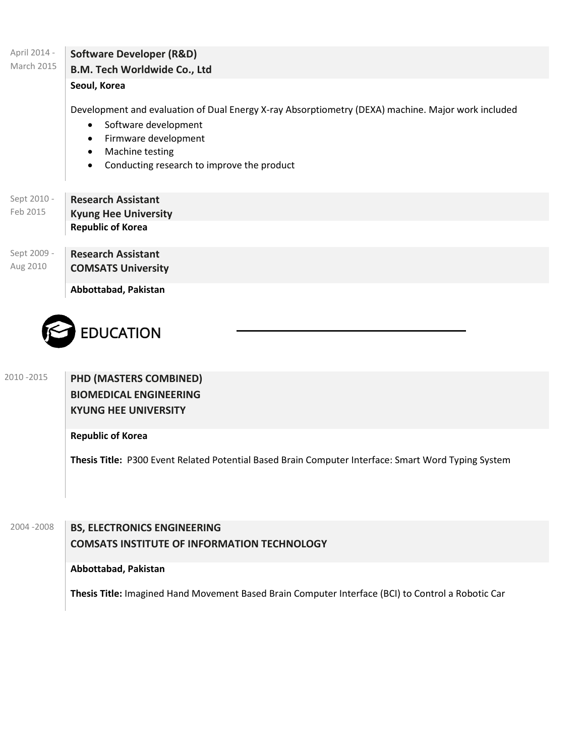April 2014 - March 2015

**Software Developer (R&D)**
**B.M. Tech Worldwide Co., Ltd**
**Seoul, Korea**

Development and evaluation of Dual Energy X-ray Absorptiometry (DEXA) machine. Major work included

- Software development
- Firmware development
- Machine testing
- Conducting research to improve the product

Sept 2010 - Feb 2015

**Research Assistant**
**Kyung Hee University**
**Republic of Korea**

Sept 2009 - Aug 2010

**Research Assistant**
**COMSATS University**
**Abbottabad, Pakistan**

## EDUCATION

2010 -2015

**PHD (MASTERS COMBINED)**
**BIOMEDICAL ENGINEERING**
**KYUNG HEE UNIVERSITY**

**Republic of Korea**

**Thesis Title:** P300 Event Related Potential Based Brain Computer Interface: Smart Word Typing System

2004 -2008

**BS, ELECTRONICS ENGINEERING**
**COMSATS INSTITUTE OF INFORMATION TECHNOLOGY**

**Abbottabad, Pakistan**

**Thesis Title:** Imagined Hand Movement Based Brain Computer Interface (BCI) to Control a Robotic Car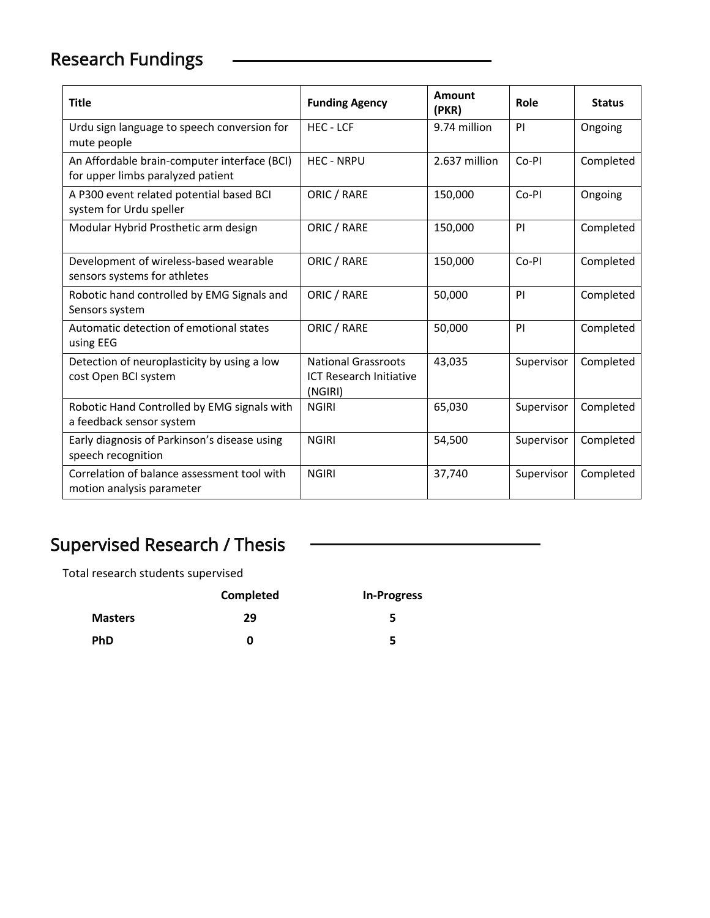## Research Fundings

| Title | Funding Agency | Amount (PKR) | Role | Status |
|---|---|---|---|---|
| Urdu sign language to speech conversion for mute people | HEC - LCF | 9.74 million | PI | Ongoing |
| An Affordable brain-computer interface (BCI) for upper limbs paralyzed patient | HEC - NRPU | 2.637 million | Co-PI | Completed |
| A P300 event related potential based BCI system for Urdu speller | ORIC / RARE | 150,000 | Co-PI | Ongoing |
| Modular Hybrid Prosthetic arm design | ORIC / RARE | 150,000 | PI | Completed |
| Development of wireless-based wearable sensors systems for athletes | ORIC / RARE | 150,000 | Co-PI | Completed |
| Robotic hand controlled by EMG Signals and Sensors system | ORIC / RARE | 50,000 | PI | Completed |
| Automatic detection of emotional states using EEG | ORIC / RARE | 50,000 | PI | Completed |
| Detection of neuroplasticity by using a low cost Open BCI system | National Grassroots ICT Research Initiative (NGIRI) | 43,035 | Supervisor | Completed |
| Robotic Hand Controlled by EMG signals with a feedback sensor system | NGIRI | 65,030 | Supervisor | Completed |
| Early diagnosis of Parkinson's disease using speech recognition | NGIRI | 54,500 | Supervisor | Completed |
| Correlation of balance assessment tool with motion analysis parameter | NGIRI | 37,740 | Supervisor | Completed |

## Supervised Research / Thesis

Total research students supervised

| | Completed | In-Progress |
|---|---|---|
| **Masters** | 29 | 5 |
| **PhD** | 0 | 5 |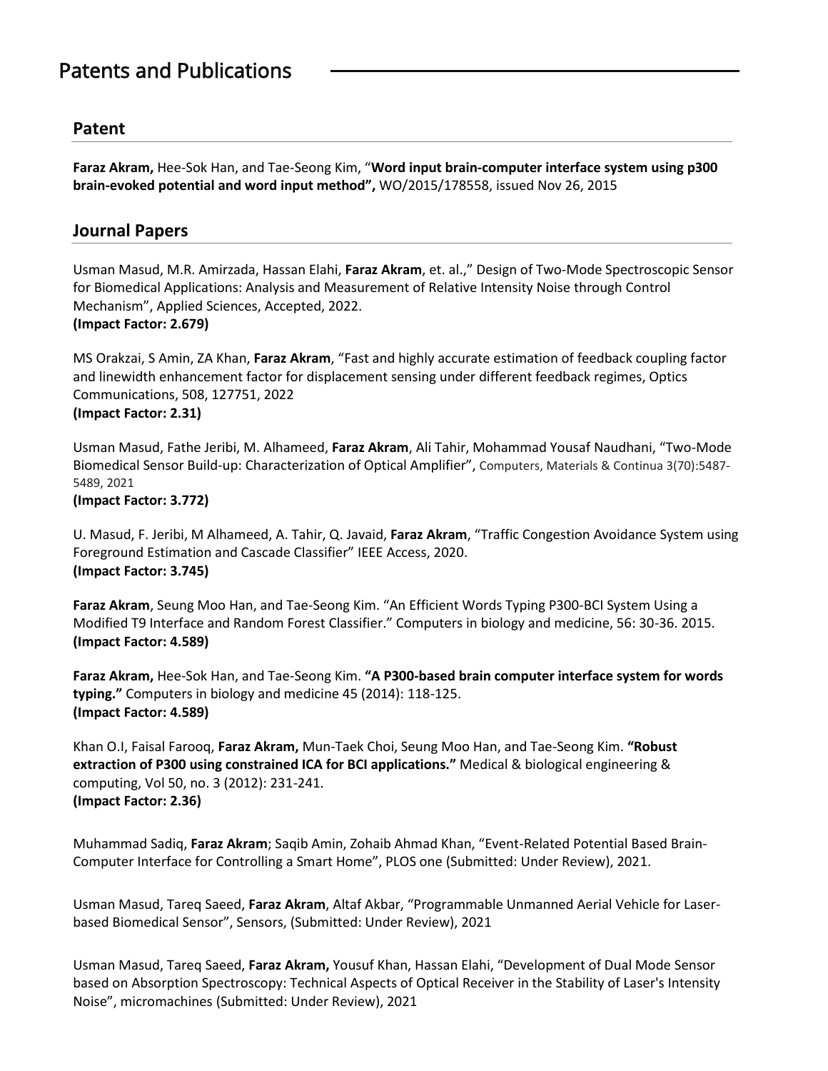# Patents and Publications

## Patent

**Faraz Akram,** Hee-Sok Han, and Tae-Seong Kim, "**Word input brain-computer interface system using p300 brain-evoked potential and word input method",** WO/2015/178558, issued Nov 26, 2015

## Journal Papers

Usman Masud, M.R. Amirzada, Hassan Elahi, **Faraz Akram**, et. al.," Design of Two-Mode Spectroscopic Sensor for Biomedical Applications: Analysis and Measurement of Relative Intensity Noise through Control Mechanism", Applied Sciences, Accepted, 2022.
**(Impact Factor: 2.679)**

MS Orakzai, S Amin, ZA Khan, **Faraz Akram**, "Fast and highly accurate estimation of feedback coupling factor and linewidth enhancement factor for displacement sensing under different feedback regimes, Optics Communications, 508, 127751, 2022
**(Impact Factor: 2.31)**

Usman Masud, Fathe Jeribi, M. Alhameed, **Faraz Akram**, Ali Tahir, Mohammad Yousaf Naudhani, "Two-Mode Biomedical Sensor Build-up: Characterization of Optical Amplifier", Computers, Materials & Continua 3(70):5487-5489, 2021
**(Impact Factor: 3.772)**

U. Masud, F. Jeribi, M Alhameed, A. Tahir, Q. Javaid, **Faraz Akram**, "Traffic Congestion Avoidance System using Foreground Estimation and Cascade Classifier" IEEE Access, 2020.
**(Impact Factor: 3.745)**

**Faraz Akram**, Seung Moo Han, and Tae-Seong Kim. "An Efficient Words Typing P300-BCI System Using a Modified T9 Interface and Random Forest Classifier." Computers in biology and medicine, 56: 30-36. 2015.
**(Impact Factor: 4.589)**

**Faraz Akram,** Hee-Sok Han, and Tae-Seong Kim. **"A P300-based brain computer interface system for words typing."** Computers in biology and medicine 45 (2014): 118-125.
**(Impact Factor: 4.589)**

Khan O.I, Faisal Farooq, **Faraz Akram,** Mun-Taek Choi, Seung Moo Han, and Tae-Seong Kim. **"Robust extraction of P300 using constrained ICA for BCI applications."** Medical & biological engineering & computing, Vol 50, no. 3 (2012): 231-241.
**(Impact Factor: 2.36)**

Muhammad Sadiq, **Faraz Akram**; Saqib Amin, Zohaib Ahmad Khan, "Event-Related Potential Based Brain-Computer Interface for Controlling a Smart Home", PLOS one (Submitted: Under Review), 2021.

Usman Masud, Tareq Saeed, **Faraz Akram**, Altaf Akbar, "Programmable Unmanned Aerial Vehicle for Laser-based Biomedical Sensor", Sensors, (Submitted: Under Review), 2021

Usman Masud, Tareq Saeed, **Faraz Akram,** Yousuf Khan, Hassan Elahi, "Development of Dual Mode Sensor based on Absorption Spectroscopy: Technical Aspects of Optical Receiver in the Stability of Laser's Intensity Noise", micromachines (Submitted: Under Review), 2021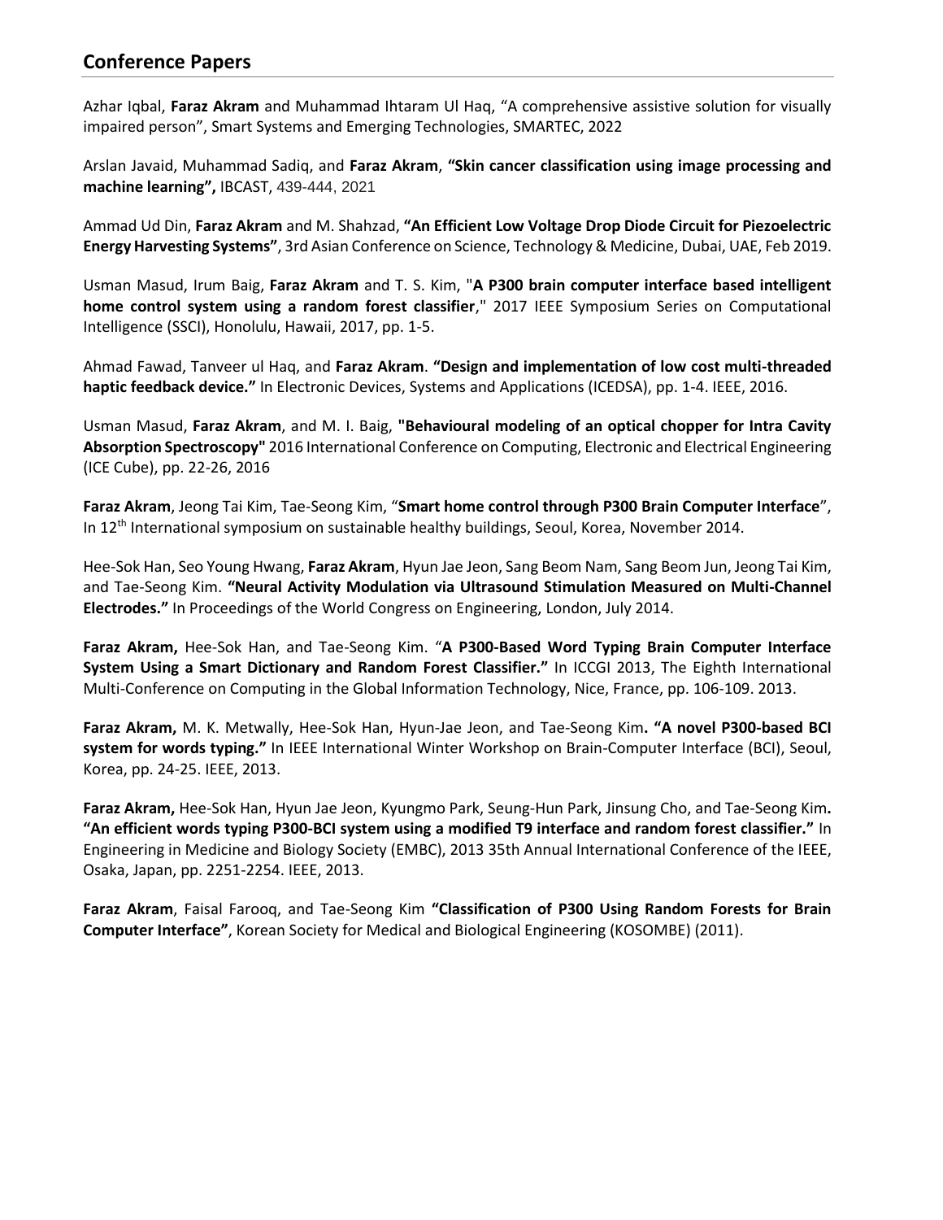## Conference Papers

Azhar Iqbal, **Faraz Akram** and Muhammad Ihtaram Ul Haq, “A comprehensive assistive solution for visually impaired person”, Smart Systems and Emerging Technologies, SMARTEC, 2022

Arslan Javaid, Muhammad Sadiq, and **Faraz Akram**, **“Skin cancer classification using image processing and machine learning”,** IBCAST, 439-444, 2021

Ammad Ud Din, **Faraz Akram** and M. Shahzad, **“An Efficient Low Voltage Drop Diode Circuit for Piezoelectric Energy Harvesting Systems”**, 3rd Asian Conference on Science, Technology & Medicine, Dubai, UAE, Feb 2019.

Usman Masud, Irum Baig, **Faraz Akram** and T. S. Kim, "**A P300 brain computer interface based intelligent home control system using a random forest classifier**," 2017 IEEE Symposium Series on Computational Intelligence (SSCI), Honolulu, Hawaii, 2017, pp. 1-5.

Ahmad Fawad, Tanveer ul Haq, and **Faraz Akram**. **“Design and implementation of low cost multi-threaded haptic feedback device.”** In Electronic Devices, Systems and Applications (ICEDSA), pp. 1-4. IEEE, 2016.

Usman Masud, **Faraz Akram**, and M. I. Baig, **"Behavioural modeling of an optical chopper for Intra Cavity Absorption Spectroscopy"** 2016 International Conference on Computing, Electronic and Electrical Engineering (ICE Cube), pp. 22-26, 2016

**Faraz Akram**, Jeong Tai Kim, Tae-Seong Kim, “**Smart home control through P300 Brain Computer Interface**”, In 12th International symposium on sustainable healthy buildings, Seoul, Korea, November 2014.

Hee-Sok Han, Seo Young Hwang, **Faraz Akram**, Hyun Jae Jeon, Sang Beom Nam, Sang Beom Jun, Jeong Tai Kim, and Tae-Seong Kim. **“Neural Activity Modulation via Ultrasound Stimulation Measured on Multi-Channel Electrodes.”** In Proceedings of the World Congress on Engineering, London, July 2014.

**Faraz Akram,** Hee-Sok Han, and Tae-Seong Kim. “**A P300-Based Word Typing Brain Computer Interface System Using a Smart Dictionary and Random Forest Classifier.”** In ICCGI 2013, The Eighth International Multi-Conference on Computing in the Global Information Technology, Nice, France, pp. 106-109. 2013.

**Faraz Akram,** M. K. Metwally, Hee-Sok Han, Hyun-Jae Jeon, and Tae-Seong Kim**. “A novel P300-based BCI system for words typing.”** In IEEE International Winter Workshop on Brain-Computer Interface (BCI), Seoul, Korea, pp. 24-25. IEEE, 2013.

**Faraz Akram,** Hee-Sok Han, Hyun Jae Jeon, Kyungmo Park, Seung-Hun Park, Jinsung Cho, and Tae-Seong Kim**. “An efficient words typing P300-BCI system using a modified T9 interface and random forest classifier.”** In Engineering in Medicine and Biology Society (EMBC), 2013 35th Annual International Conference of the IEEE, Osaka, Japan, pp. 2251-2254. IEEE, 2013.

**Faraz Akram**, Faisal Farooq, and Tae-Seong Kim **“Classification of P300 Using Random Forests for Brain Computer Interface”**, Korean Society for Medical and Biological Engineering (KOSOMBE) (2011).